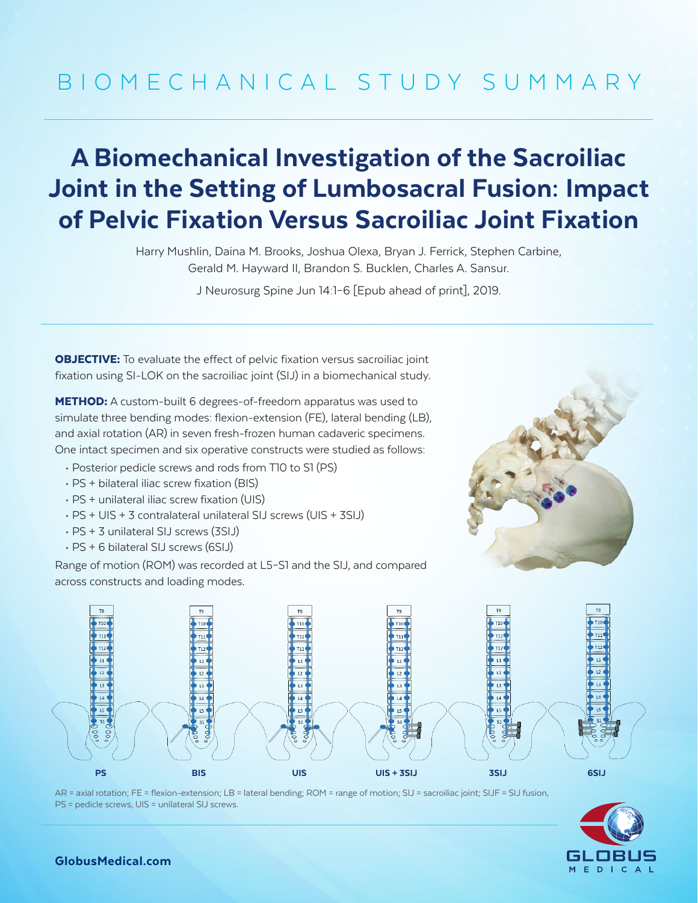# BIOMECHANICAL STUDY SUMMARY

## A Biomechanical Investigation of the Sacroiliac Joint in the Setting of Lumbosacral Fusion: Impact of Pelvic Fixation Versus Sacroiliac Joint Fixation

Harry Mushlin, Daina M. Brooks, Joshua Olexa, Bryan J. Ferrick, Stephen Carbine, Gerald M. Hayward II, Brandon S. Bucklen, Charles A. Sansur.

J Neurosurg Spine Jun 14:1–6 [Epub ahead of print], 2019.

**OBJECTIVE:** To evaluate the effect of pelvic fixation versus sacroiliac joint fixation using SI-LOK on the sacroiliac joint (SIJ) in a biomechanical study.

**METHOD:** A custom-built 6 degrees-of-freedom apparatus was used to simulate three bending modes: flexion-extension (FE), lateral bending (LB), and axial rotation (AR) in seven fresh-frozen human cadaveric specimens. One intact specimen and six operative constructs were studied as follows:

- Posterior pedicle screws and rods from T10 to S1 (PS)
- PS + bilateral iliac screw fixation (BIS)
- PS + unilateral iliac screw fixation (UIS)
- PS + UIS + 3 contralateral unilateral SIJ screws (UIS + 3SIJ)
- PS + 3 unilateral SIJ screws (3SIJ)
- PS + 6 bilateral SIJ screws (6SIJ)

Range of motion (ROM) was recorded at L5–S1 and the SIJ, and compared across constructs and loading modes.

PS | BIS | UIS | UIS + 3SIJ | 3SIJ | 6SIJ

AR = axial rotation; FE = flexion-extension; LB = lateral bending; ROM = range of motion; SIJ = sacroiliac joint; SIJF = SIJ fusion, PS = pedicle screws, UIS = unilateral SIJ screws.

GlobusMedical.com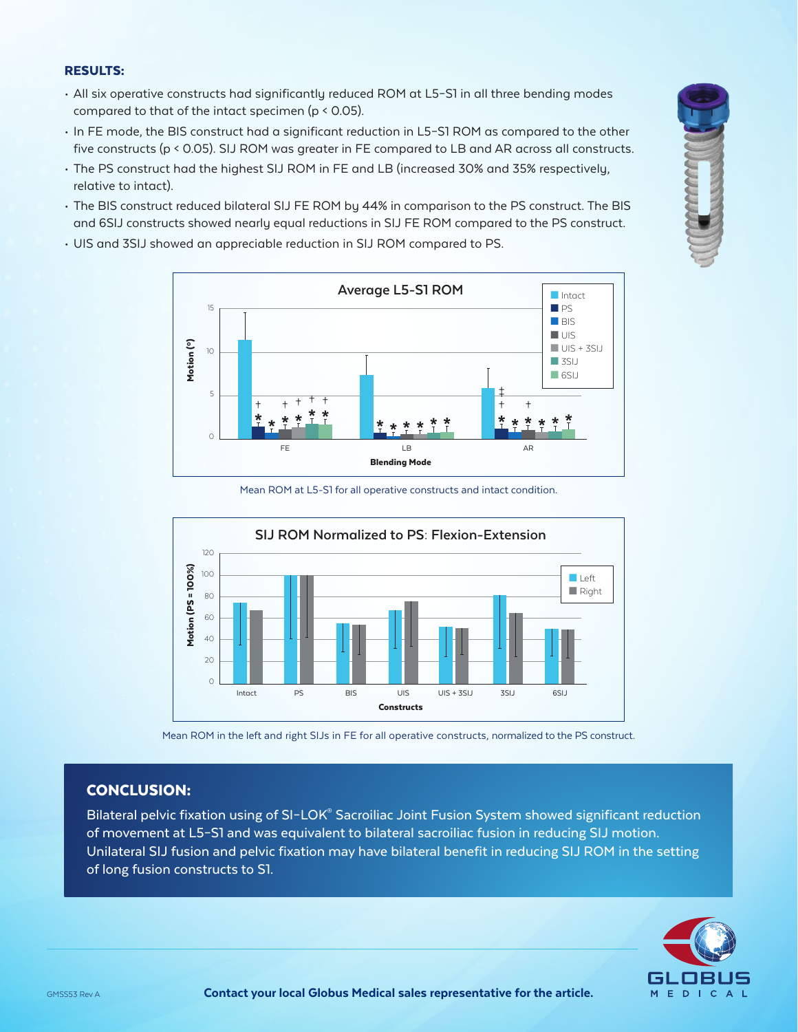## RESULTS:

- All six operative constructs had significantly reduced ROM at L5-S1 in all three bending modes compared to that of the intact specimen ($p < 0.05$).
- In FE mode, the BIS construct had a significant reduction in L5-S1 ROM as compared to the other five constructs ($p < 0.05$). SIJ ROM was greater in FE compared to LB and AR across all constructs.
- The PS construct had the highest SIJ ROM in FE and LB (increased 30% and 35% respectively, relative to intact).
- The BIS construct reduced bilateral SIJ FE ROM by 44% in comparison to the PS construct. The BIS and 6SIJ constructs showed nearly equal reductions in SIJ FE ROM compared to the PS construct.
- UIS and 3SIJ showed an appreciable reduction in SIJ ROM compared to PS.

Average L5-S1 ROM

Motion (°)

15
10
5
0

FE
LB
AR

Blending Mode

Intact
PS
BIS
UIS
UIS + 3SIJ
3SIJ
6SIJ

Mean ROM at L5-S1 for all operative constructs and intact condition.

SIJ ROM Normalized to PS: Flexion-Extension

Motion (PS = 100%)

120
100
80
60
40
20
0

Intact
PS
BIS
UIS
UIS + 3SIJ
3SIJ
6SIJ

Constructs

Left
Right

Mean ROM in the left and right SIJs in FE for all operative constructs, normalized to the PS construct.

## CONCLUSION:

Bilateral pelvic fixation using of SI-LOK® Sacroiliac Joint Fusion System showed significant reduction of movement at L5-S1 and was equivalent to bilateral sacroiliac fusion in reducing SIJ motion. Unilateral SIJ fusion and pelvic fixation may have bilateral benefit in reducing SIJ ROM in the setting of long fusion constructs to S1.

GMSS53 Rev A

**Contact your local Globus Medical sales representative for the article.**

GLOBUS MEDICAL